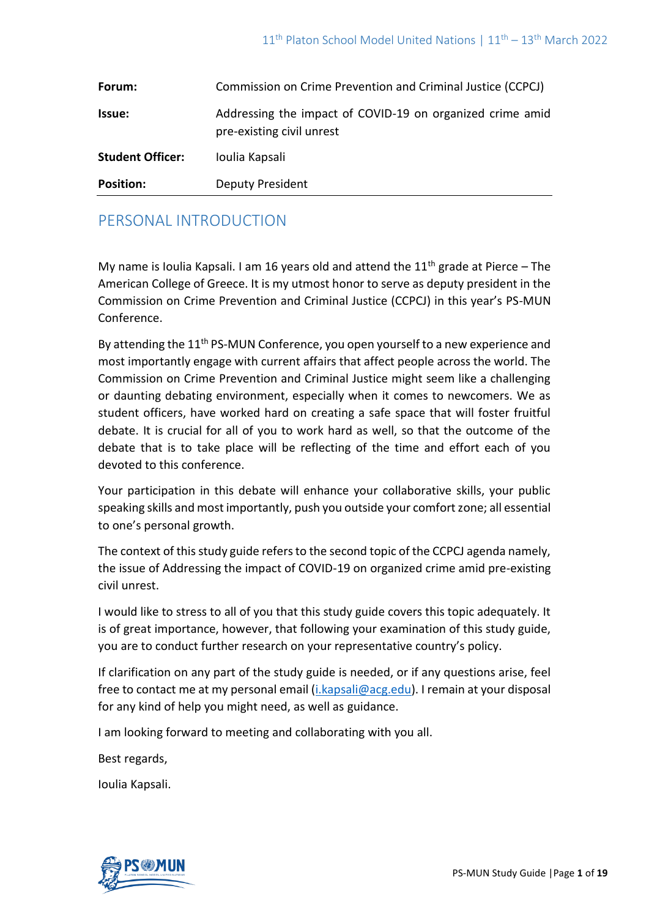| | |
|---|---|
| **Forum:** | Commission on Crime Prevention and Criminal Justice (CCPCJ) |
| **Issue:** | Addressing the impact of COVID-19 on organized crime amid pre-existing civil unrest |
| **Student Officer:** | Ioulia Kapsali |
| **Position:** | Deputy President |

## PERSONAL INTRODUCTION

My name is Ioulia Kapsali. I am 16 years old and attend the 11th grade at Pierce – The American College of Greece. It is my utmost honor to serve as deputy president in the Commission on Crime Prevention and Criminal Justice (CCPCJ) in this year's PS-MUN Conference.

By attending the 11th PS-MUN Conference, you open yourself to a new experience and most importantly engage with current affairs that affect people across the world. The Commission on Crime Prevention and Criminal Justice might seem like a challenging or daunting debating environment, especially when it comes to newcomers. We as student officers, have worked hard on creating a safe space that will foster fruitful debate. It is crucial for all of you to work hard as well, so that the outcome of the debate that is to take place will be reflecting of the time and effort each of you devoted to this conference.

Your participation in this debate will enhance your collaborative skills, your public speaking skills and most importantly, push you outside your comfort zone; all essential to one's personal growth.

The context of this study guide refers to the second topic of the CCPCJ agenda namely, the issue of Addressing the impact of COVID-19 on organized crime amid pre-existing civil unrest.

I would like to stress to all of you that this study guide covers this topic adequately. It is of great importance, however, that following your examination of this study guide, you are to conduct further research on your representative country's policy.

If clarification on any part of the study guide is needed, or if any questions arise, feel free to contact me at my personal email (i.kapsali@acg.edu). I remain at your disposal for any kind of help you might need, as well as guidance.

I am looking forward to meeting and collaborating with you all.

Best regards,

Ioulia Kapsali.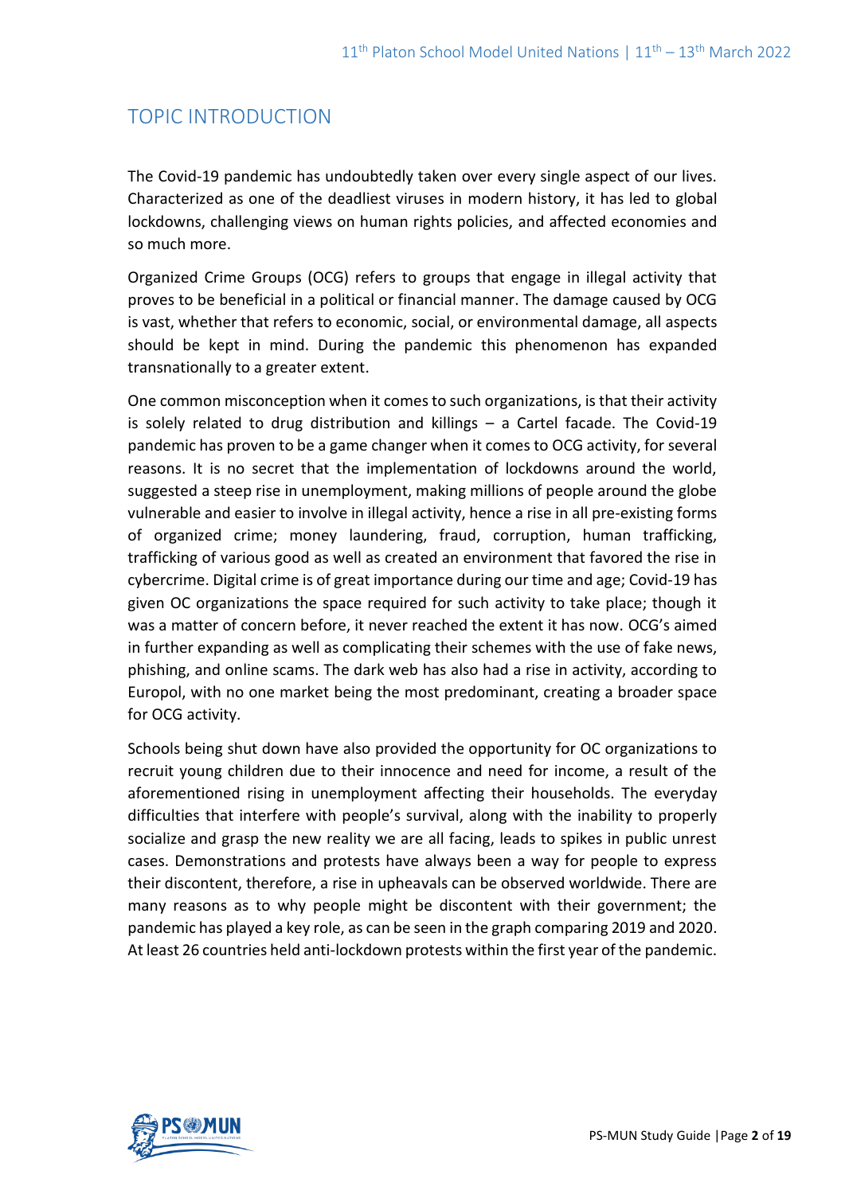## TOPIC INTRODUCTION

The Covid-19 pandemic has undoubtedly taken over every single aspect of our lives. Characterized as one of the deadliest viruses in modern history, it has led to global lockdowns, challenging views on human rights policies, and affected economies and so much more.

Organized Crime Groups (OCG) refers to groups that engage in illegal activity that proves to be beneficial in a political or financial manner. The damage caused by OCG is vast, whether that refers to economic, social, or environmental damage, all aspects should be kept in mind. During the pandemic this phenomenon has expanded transnationally to a greater extent.

One common misconception when it comes to such organizations, is that their activity is solely related to drug distribution and killings – a Cartel facade. The Covid-19 pandemic has proven to be a game changer when it comes to OCG activity, for several reasons. It is no secret that the implementation of lockdowns around the world, suggested a steep rise in unemployment, making millions of people around the globe vulnerable and easier to involve in illegal activity, hence a rise in all pre-existing forms of organized crime; money laundering, fraud, corruption, human trafficking, trafficking of various good as well as created an environment that favored the rise in cybercrime. Digital crime is of great importance during our time and age; Covid-19 has given OC organizations the space required for such activity to take place; though it was a matter of concern before, it never reached the extent it has now. OCG's aimed in further expanding as well as complicating their schemes with the use of fake news, phishing, and online scams. The dark web has also had a rise in activity, according to Europol, with no one market being the most predominant, creating a broader space for OCG activity.

Schools being shut down have also provided the opportunity for OC organizations to recruit young children due to their innocence and need for income, a result of the aforementioned rising in unemployment affecting their households. The everyday difficulties that interfere with people's survival, along with the inability to properly socialize and grasp the new reality we are all facing, leads to spikes in public unrest cases. Demonstrations and protests have always been a way for people to express their discontent, therefore, a rise in upheavals can be observed worldwide. There are many reasons as to why people might be discontent with their government; the pandemic has played a key role, as can be seen in the graph comparing 2019 and 2020. At least 26 countries held anti-lockdown protests within the first year of the pandemic.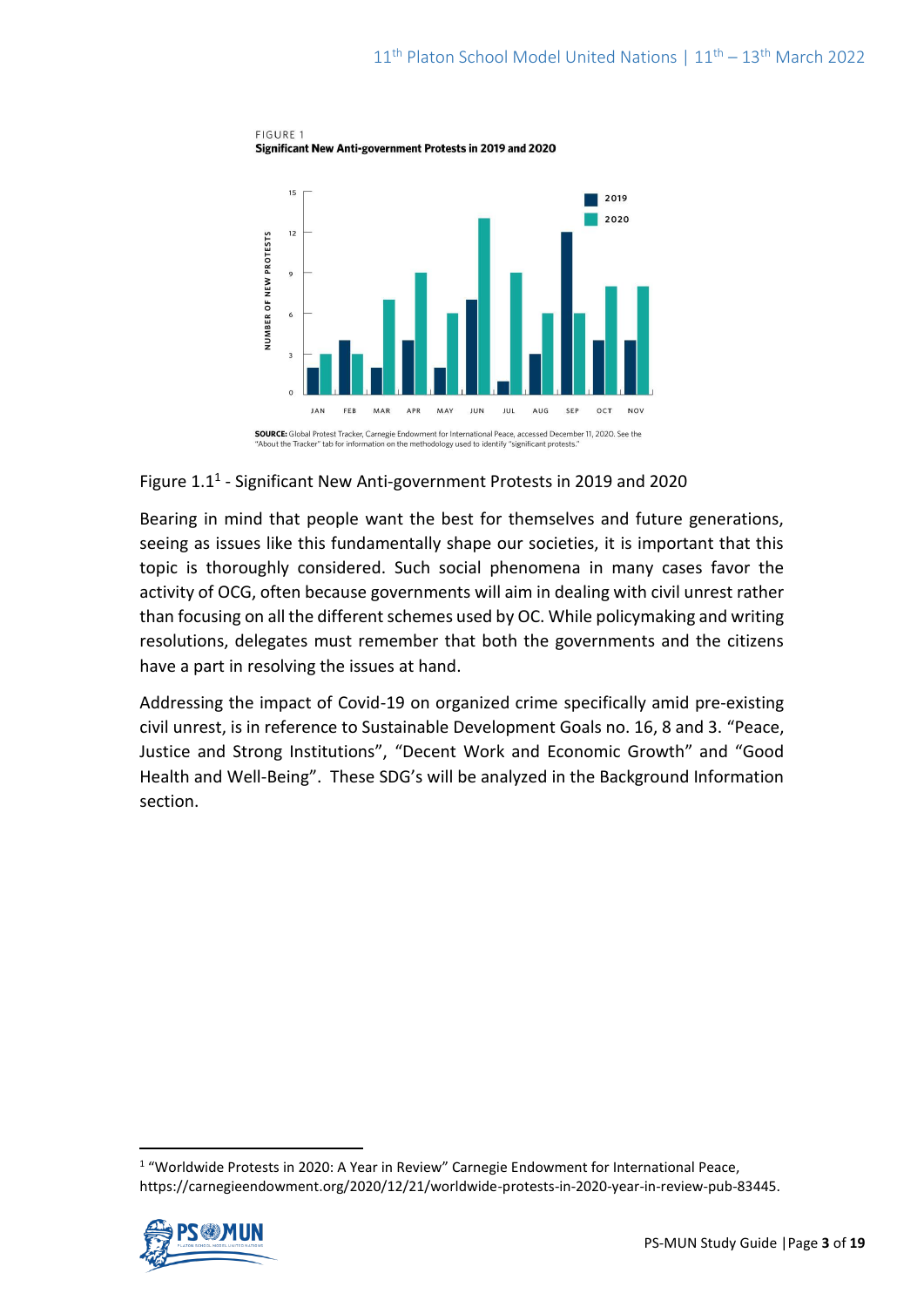FIGURE 1
**Significant New Anti-government Protests in 2019 and 2020**

**SOURCE:** Global Protest Tracker, Carnegie Endowment for International Peace, accessed December 11, 2020. See the "About the Tracker" tab for information on the methodology used to identify "significant protests."

Figure 1.1[1] - Significant New Anti-government Protests in 2019 and 2020

Bearing in mind that people want the best for themselves and future generations, seeing as issues like this fundamentally shape our societies, it is important that this topic is thoroughly considered. Such social phenomena in many cases favor the activity of OCG, often because governments will aim in dealing with civil unrest rather than focusing on all the different schemes used by OC. While policymaking and writing resolutions, delegates must remember that both the governments and the citizens have a part in resolving the issues at hand.

Addressing the impact of Covid-19 on organized crime specifically amid pre-existing civil unrest, is in reference to Sustainable Development Goals no. 16, 8 and 3. "Peace, Justice and Strong Institutions", "Decent Work and Economic Growth" and "Good Health and Well-Being". These SDG's will be analyzed in the Background Information section.

---

[1] "Worldwide Protests in 2020: A Year in Review" Carnegie Endowment for International Peace, https://carnegieendowment.org/2020/12/21/worldwide-protests-in-2020-year-in-review-pub-83445.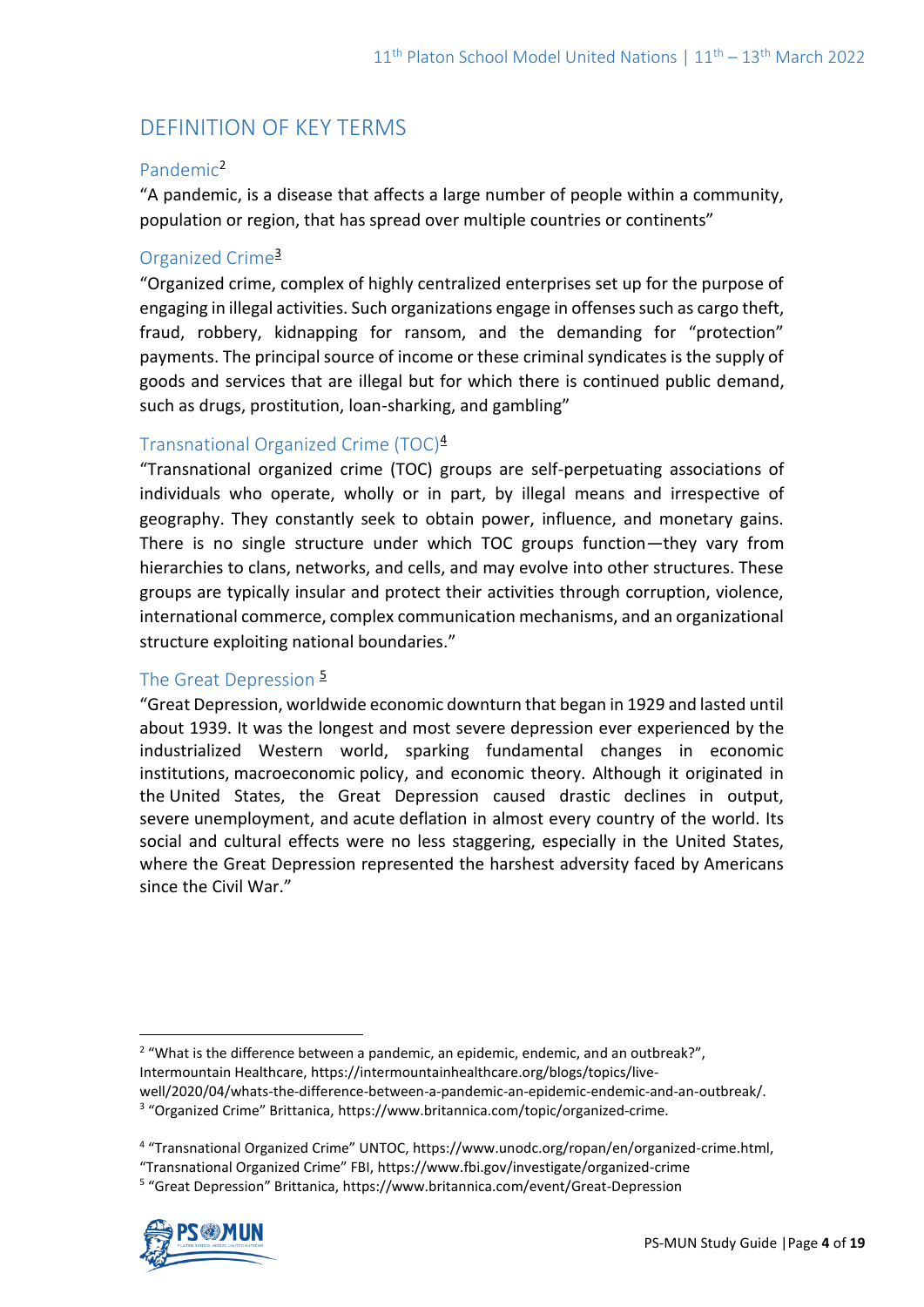## DEFINITION OF KEY TERMS

### Pandemic[2]

"A pandemic, is a disease that affects a large number of people within a community, population or region, that has spread over multiple countries or continents"

### Organized Crime[3]

"Organized crime, complex of highly centralized enterprises set up for the purpose of engaging in illegal activities. Such organizations engage in offenses such as cargo theft, fraud, robbery, kidnapping for ransom, and the demanding for "protection" payments. The principal source of income or these criminal syndicates is the supply of goods and services that are illegal but for which there is continued public demand, such as drugs, prostitution, loan-sharking, and gambling"

### Transnational Organized Crime (TOC)[4]

"Transnational organized crime (TOC) groups are self-perpetuating associations of individuals who operate, wholly or in part, by illegal means and irrespective of geography. They constantly seek to obtain power, influence, and monetary gains. There is no single structure under which TOC groups function—they vary from hierarchies to clans, networks, and cells, and may evolve into other structures. These groups are typically insular and protect their activities through corruption, violence, international commerce, complex communication mechanisms, and an organizational structure exploiting national boundaries."

### The Great Depression [5]

"Great Depression, worldwide economic downturn that began in 1929 and lasted until about 1939. It was the longest and most severe depression ever experienced by the industrialized Western world, sparking fundamental changes in economic institutions, macroeconomic policy, and economic theory. Although it originated in the United States, the Great Depression caused drastic declines in output, severe unemployment, and acute deflation in almost every country of the world. Its social and cultural effects were no less staggering, especially in the United States, where the Great Depression represented the harshest adversity faced by Americans since the Civil War."

---

[2] "What is the difference between a pandemic, an epidemic, endemic, and an outbreak?", Intermountain Healthcare, https://intermountainhealthcare.org/blogs/topics/live-well/2020/04/whats-the-difference-between-a-pandemic-an-epidemic-endemic-and-an-outbreak/.

[3] "Organized Crime" Brittanica, https://www.britannica.com/topic/organized-crime.

[4] "Transnational Organized Crime" UNTOC, https://www.unodc.org/ropan/en/organized-crime.html, "Transnational Organized Crime" FBI, https://www.fbi.gov/investigate/organized-crime

[5] "Great Depression" Brittanica, https://www.britannica.com/event/Great-Depression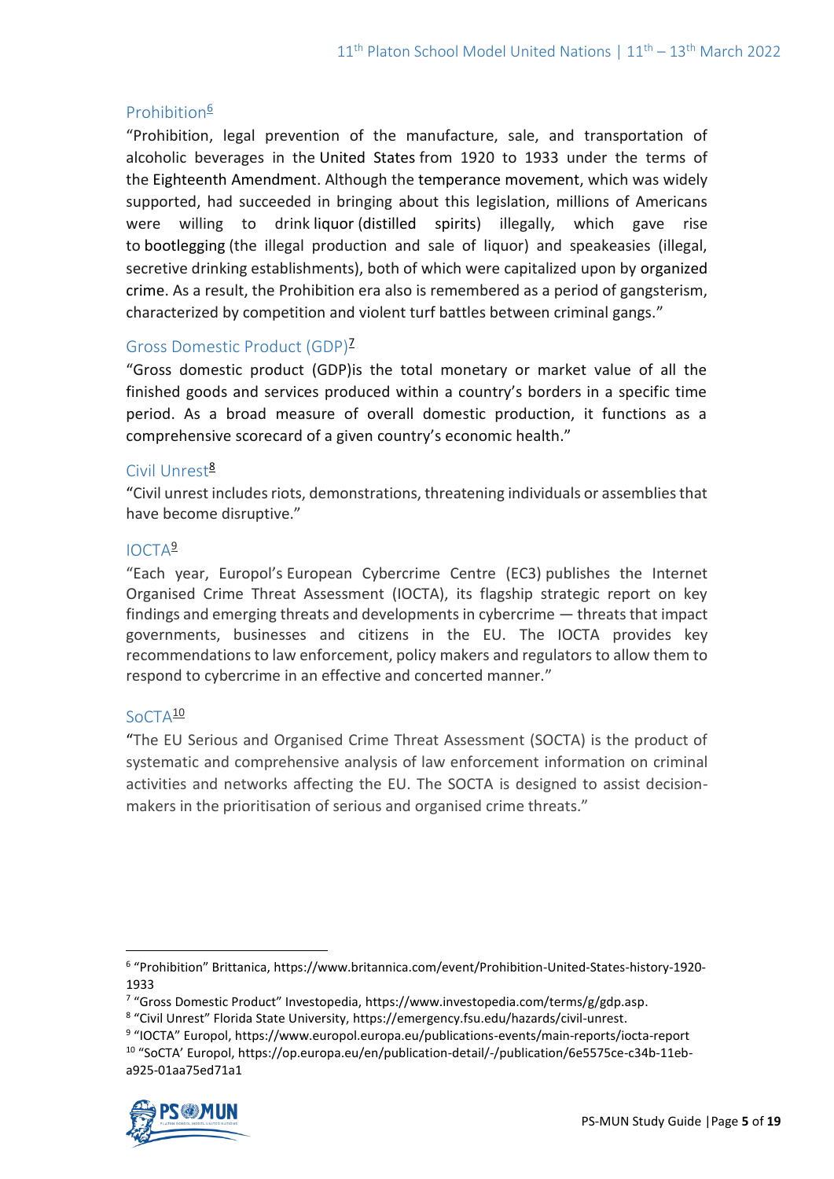### Prohibition[6]

"Prohibition, legal prevention of the manufacture, sale, and transportation of alcoholic beverages in the United States from 1920 to 1933 under the terms of the Eighteenth Amendment. Although the temperance movement, which was widely supported, had succeeded in bringing about this legislation, millions of Americans were willing to drink liquor (distilled spirits) illegally, which gave rise to bootlegging (the illegal production and sale of liquor) and speakeasies (illegal, secretive drinking establishments), both of which were capitalized upon by organized crime. As a result, the Prohibition era also is remembered as a period of gangsterism, characterized by competition and violent turf battles between criminal gangs."

### Gross Domestic Product (GDP)[7]

"Gross domestic product (GDP)is the total monetary or market value of all the finished goods and services produced within a country's borders in a specific time period. As a broad measure of overall domestic production, it functions as a comprehensive scorecard of a given country's economic health."

### Civil Unrest[8]

"Civil unrest includes riots, demonstrations, threatening individuals or assemblies that have become disruptive."

### IOCTA[9]

"Each year, Europol's European Cybercrime Centre (EC3) publishes the Internet Organised Crime Threat Assessment (IOCTA), its flagship strategic report on key findings and emerging threats and developments in cybercrime — threats that impact governments, businesses and citizens in the EU. The IOCTA provides key recommendations to law enforcement, policy makers and regulators to allow them to respond to cybercrime in an effective and concerted manner."

### SoCTA[10]

"The EU Serious and Organised Crime Threat Assessment (SOCTA) is the product of systematic and comprehensive analysis of law enforcement information on criminal activities and networks affecting the EU. The SOCTA is designed to assist decision-makers in the prioritisation of serious and organised crime threats."

---

[6] "Prohibition" Brittanica, https://www.britannica.com/event/Prohibition-United-States-history-1920-1933

[7] "Gross Domestic Product" Investopedia, https://www.investopedia.com/terms/g/gdp.asp.

[8] "Civil Unrest" Florida State University, https://emergency.fsu.edu/hazards/civil-unrest.

[9] "IOCTA" Europol, https://www.europol.europa.eu/publications-events/main-reports/iocta-report

[10] "SoCTA' Europol, https://op.europa.eu/en/publication-detail/-/publication/6e5575ce-c34b-11eb-a925-01aa75ed71a1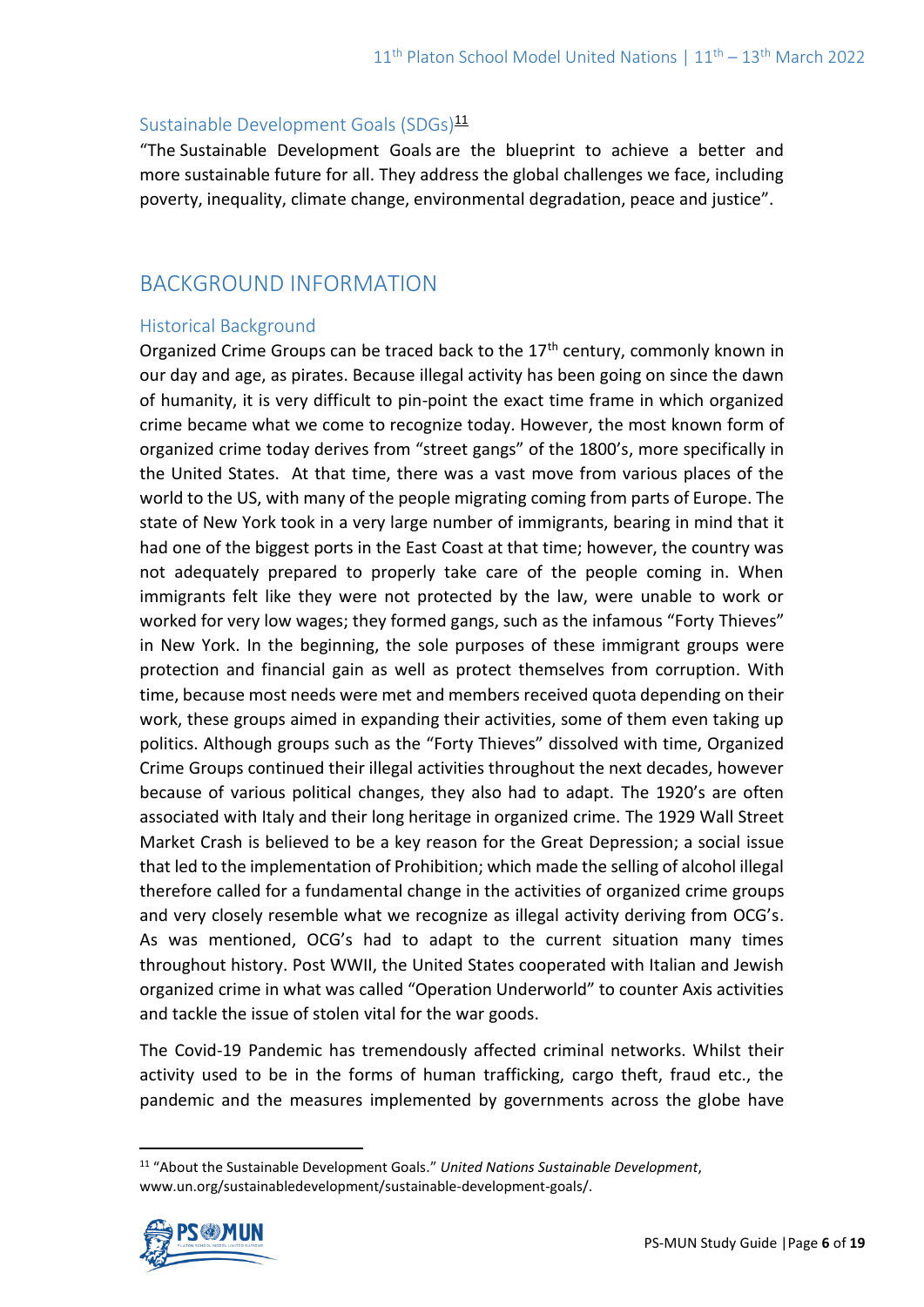### Sustainable Development Goals (SDGs)[11]

"The Sustainable Development Goals are the blueprint to achieve a better and more sustainable future for all. They address the global challenges we face, including poverty, inequality, climate change, environmental degradation, peace and justice".

## BACKGROUND INFORMATION

### Historical Background

Organized Crime Groups can be traced back to the 17th century, commonly known in our day and age, as pirates. Because illegal activity has been going on since the dawn of humanity, it is very difficult to pin-point the exact time frame in which organized crime became what we come to recognize today. However, the most known form of organized crime today derives from "street gangs" of the 1800's, more specifically in the United States. At that time, there was a vast move from various places of the world to the US, with many of the people migrating coming from parts of Europe. The state of New York took in a very large number of immigrants, bearing in mind that it had one of the biggest ports in the East Coast at that time; however, the country was not adequately prepared to properly take care of the people coming in. When immigrants felt like they were not protected by the law, were unable to work or worked for very low wages; they formed gangs, such as the infamous "Forty Thieves" in New York. In the beginning, the sole purposes of these immigrant groups were protection and financial gain as well as protect themselves from corruption. With time, because most needs were met and members received quota depending on their work, these groups aimed in expanding their activities, some of them even taking up politics. Although groups such as the "Forty Thieves" dissolved with time, Organized Crime Groups continued their illegal activities throughout the next decades, however because of various political changes, they also had to adapt. The 1920's are often associated with Italy and their long heritage in organized crime. The 1929 Wall Street Market Crash is believed to be a key reason for the Great Depression; a social issue that led to the implementation of Prohibition; which made the selling of alcohol illegal therefore called for a fundamental change in the activities of organized crime groups and very closely resemble what we recognize as illegal activity deriving from OCG's. As was mentioned, OCG's had to adapt to the current situation many times throughout history. Post WWII, the United States cooperated with Italian and Jewish organized crime in what was called "Operation Underworld" to counter Axis activities and tackle the issue of stolen vital for the war goods.

The Covid-19 Pandemic has tremendously affected criminal networks. Whilst their activity used to be in the forms of human trafficking, cargo theft, fraud etc., the pandemic and the measures implemented by governments across the globe have

---

[11] "About the Sustainable Development Goals." *United Nations Sustainable Development*, www.un.org/sustainabledevelopment/sustainable-development-goals/.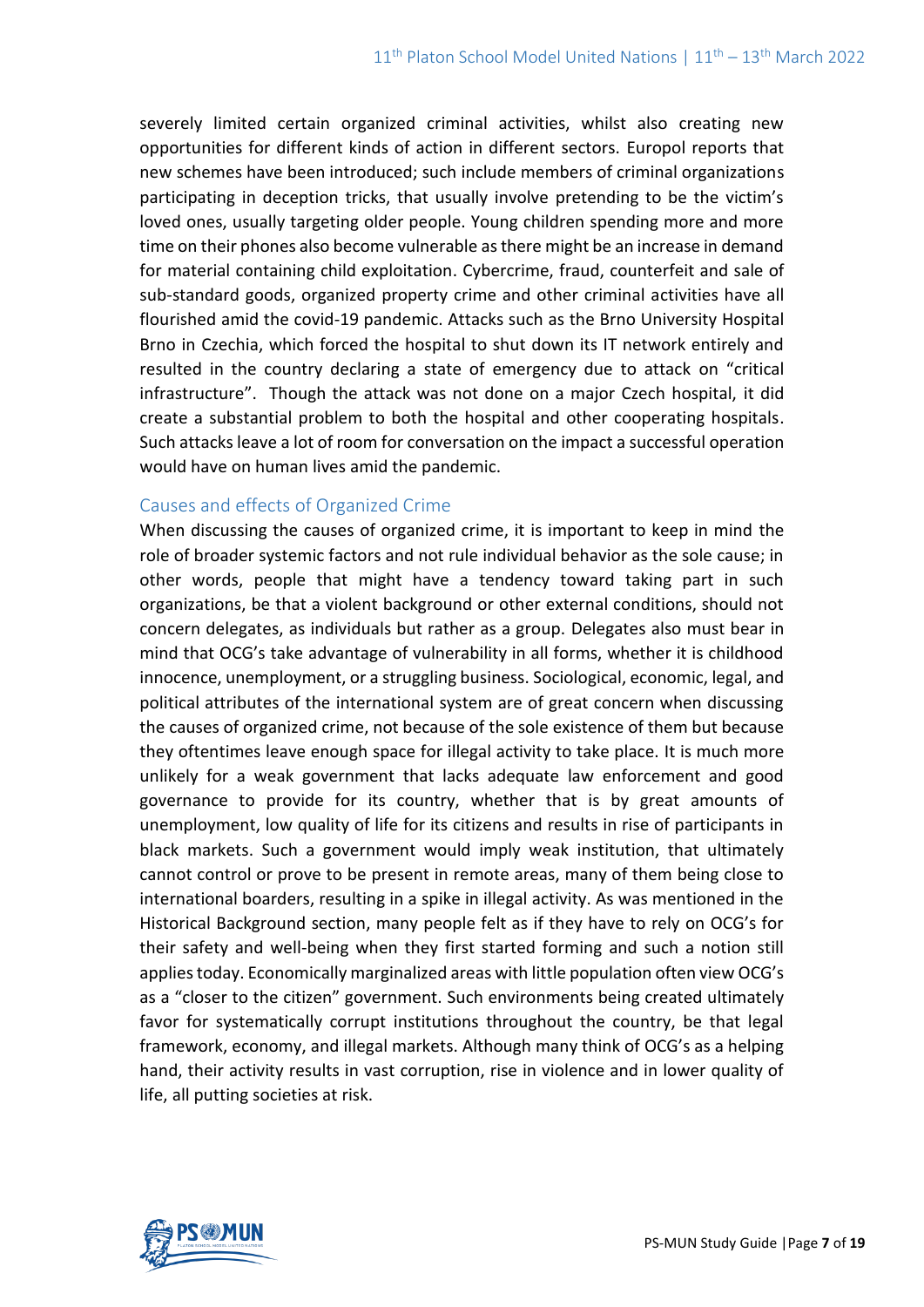severely limited certain organized criminal activities, whilst also creating new opportunities for different kinds of action in different sectors. Europol reports that new schemes have been introduced; such include members of criminal organizations participating in deception tricks, that usually involve pretending to be the victim's loved ones, usually targeting older people. Young children spending more and more time on their phones also become vulnerable as there might be an increase in demand for material containing child exploitation. Cybercrime, fraud, counterfeit and sale of sub-standard goods, organized property crime and other criminal activities have all flourished amid the covid-19 pandemic. Attacks such as the Brno University Hospital Brno in Czechia, which forced the hospital to shut down its IT network entirely and resulted in the country declaring a state of emergency due to attack on "critical infrastructure". Though the attack was not done on a major Czech hospital, it did create a substantial problem to both the hospital and other cooperating hospitals. Such attacks leave a lot of room for conversation on the impact a successful operation would have on human lives amid the pandemic.

## Causes and effects of Organized Crime

When discussing the causes of organized crime, it is important to keep in mind the role of broader systemic factors and not rule individual behavior as the sole cause; in other words, people that might have a tendency toward taking part in such organizations, be that a violent background or other external conditions, should not concern delegates, as individuals but rather as a group. Delegates also must bear in mind that OCG's take advantage of vulnerability in all forms, whether it is childhood innocence, unemployment, or a struggling business. Sociological, economic, legal, and political attributes of the international system are of great concern when discussing the causes of organized crime, not because of the sole existence of them but because they oftentimes leave enough space for illegal activity to take place. It is much more unlikely for a weak government that lacks adequate law enforcement and good governance to provide for its country, whether that is by great amounts of unemployment, low quality of life for its citizens and results in rise of participants in black markets. Such a government would imply weak institution, that ultimately cannot control or prove to be present in remote areas, many of them being close to international boarders, resulting in a spike in illegal activity. As was mentioned in the Historical Background section, many people felt as if they have to rely on OCG's for their safety and well-being when they first started forming and such a notion still applies today. Economically marginalized areas with little population often view OCG's as a "closer to the citizen" government. Such environments being created ultimately favor for systematically corrupt institutions throughout the country, be that legal framework, economy, and illegal markets. Although many think of OCG's as a helping hand, their activity results in vast corruption, rise in violence and in lower quality of life, all putting societies at risk.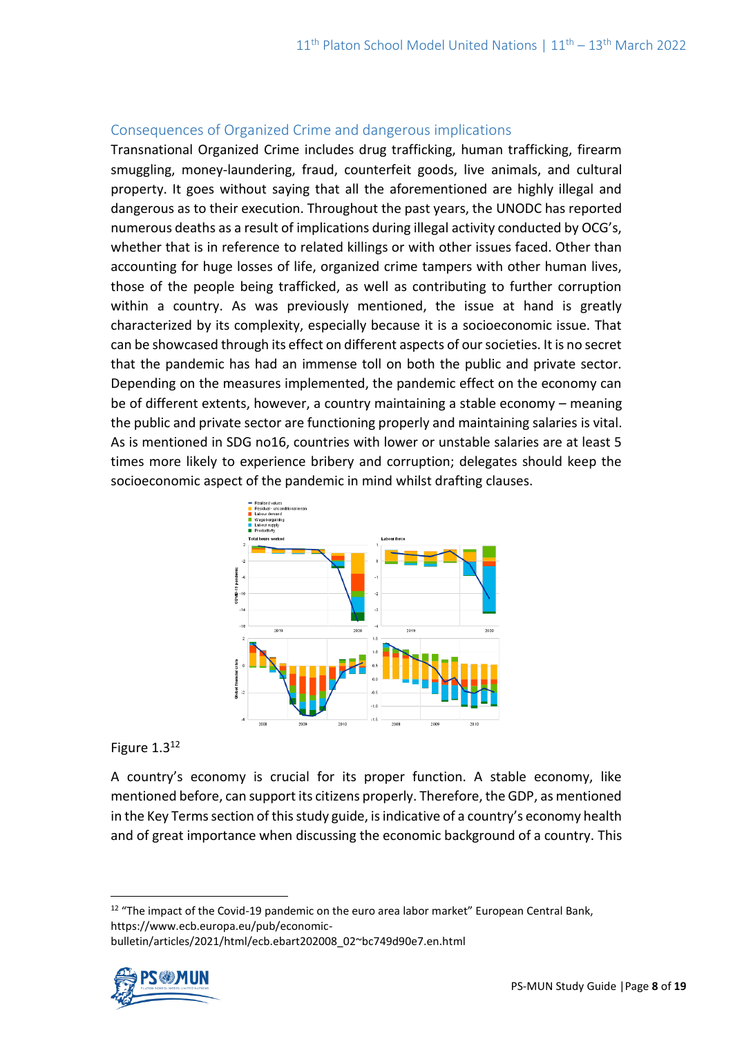## Consequences of Organized Crime and dangerous implications

Transnational Organized Crime includes drug trafficking, human trafficking, firearm smuggling, money-laundering, fraud, counterfeit goods, live animals, and cultural property. It goes without saying that all the aforementioned are highly illegal and dangerous as to their execution. Throughout the past years, the UNODC has reported numerous deaths as a result of implications during illegal activity conducted by OCG's, whether that is in reference to related killings or with other issues faced. Other than accounting for huge losses of life, organized crime tampers with other human lives, those of the people being trafficked, as well as contributing to further corruption within a country. As was previously mentioned, the issue at hand is greatly characterized by its complexity, especially because it is a socioeconomic issue. That can be showcased through its effect on different aspects of our societies. It is no secret that the pandemic has had an immense toll on both the public and private sector. Depending on the measures implemented, the pandemic effect on the economy can be of different extents, however, a country maintaining a stable economy – meaning the public and private sector are functioning properly and maintaining salaries is vital. As is mentioned in SDG no16, countries with lower or unstable salaries are at least 5 times more likely to experience bribery and corruption; delegates should keep the socioeconomic aspect of the pandemic in mind whilst drafting clauses.

Figure 1.3[12]

A country's economy is crucial for its proper function. A stable economy, like mentioned before, can support its citizens properly. Therefore, the GDP, as mentioned in the Key Terms section of this study guide, is indicative of a country's economy health and of great importance when discussing the economic background of a country. This

[12] "The impact of the Covid-19 pandemic on the euro area labor market" European Central Bank, https://www.ecb.europa.eu/pub/economic-bulletin/articles/2021/html/ecb.ebart202008_02~bc749d90e7.en.html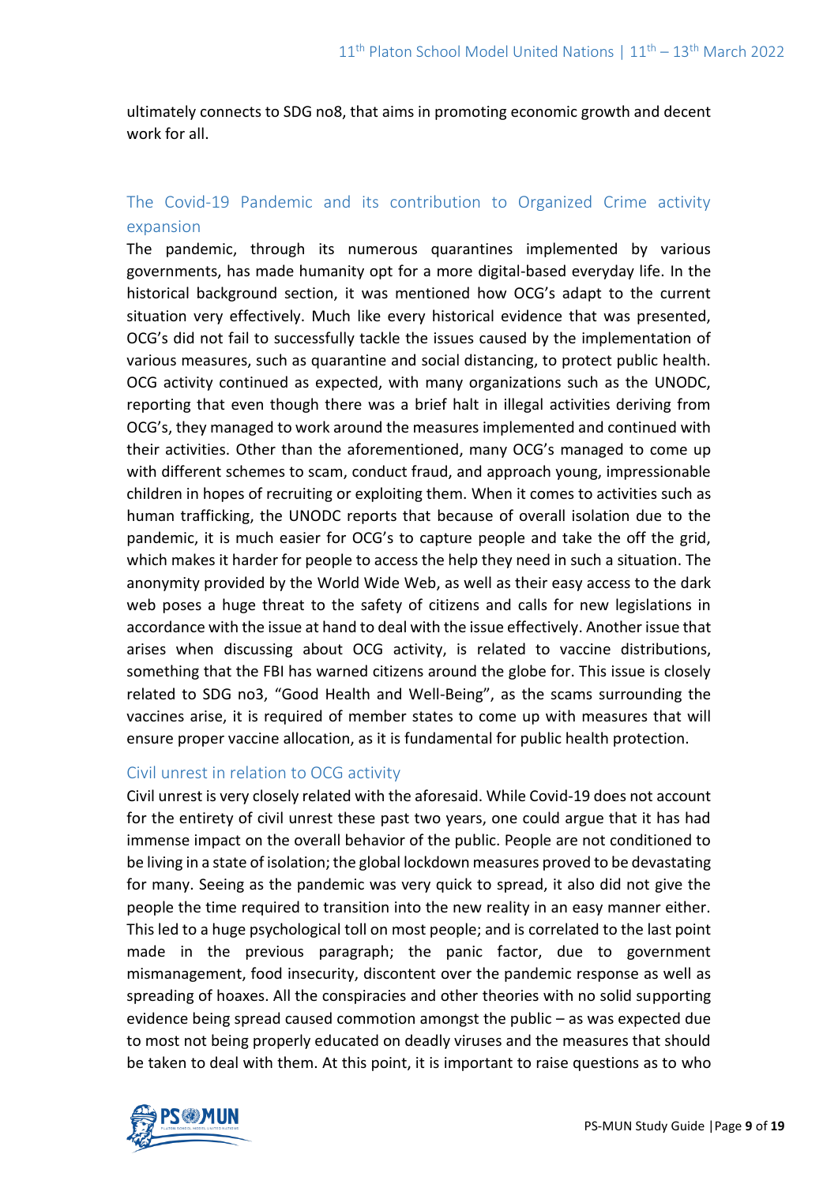ultimately connects to SDG no8, that aims in promoting economic growth and decent work for all.

### The Covid-19 Pandemic and its contribution to Organized Crime activity expansion

The pandemic, through its numerous quarantines implemented by various governments, has made humanity opt for a more digital-based everyday life. In the historical background section, it was mentioned how OCG's adapt to the current situation very effectively. Much like every historical evidence that was presented, OCG's did not fail to successfully tackle the issues caused by the implementation of various measures, such as quarantine and social distancing, to protect public health. OCG activity continued as expected, with many organizations such as the UNODC, reporting that even though there was a brief halt in illegal activities deriving from OCG's, they managed to work around the measures implemented and continued with their activities. Other than the aforementioned, many OCG's managed to come up with different schemes to scam, conduct fraud, and approach young, impressionable children in hopes of recruiting or exploiting them. When it comes to activities such as human trafficking, the UNODC reports that because of overall isolation due to the pandemic, it is much easier for OCG's to capture people and take the off the grid, which makes it harder for people to access the help they need in such a situation. The anonymity provided by the World Wide Web, as well as their easy access to the dark web poses a huge threat to the safety of citizens and calls for new legislations in accordance with the issue at hand to deal with the issue effectively. Another issue that arises when discussing about OCG activity, is related to vaccine distributions, something that the FBI has warned citizens around the globe for. This issue is closely related to SDG no3, "Good Health and Well-Being", as the scams surrounding the vaccines arise, it is required of member states to come up with measures that will ensure proper vaccine allocation, as it is fundamental for public health protection.

### Civil unrest in relation to OCG activity

Civil unrest is very closely related with the aforesaid. While Covid-19 does not account for the entirety of civil unrest these past two years, one could argue that it has had immense impact on the overall behavior of the public. People are not conditioned to be living in a state of isolation; the global lockdown measures proved to be devastating for many. Seeing as the pandemic was very quick to spread, it also did not give the people the time required to transition into the new reality in an easy manner either. This led to a huge psychological toll on most people; and is correlated to the last point made in the previous paragraph; the panic factor, due to government mismanagement, food insecurity, discontent over the pandemic response as well as spreading of hoaxes. All the conspiracies and other theories with no solid supporting evidence being spread caused commotion amongst the public – as was expected due to most not being properly educated on deadly viruses and the measures that should be taken to deal with them. At this point, it is important to raise questions as to who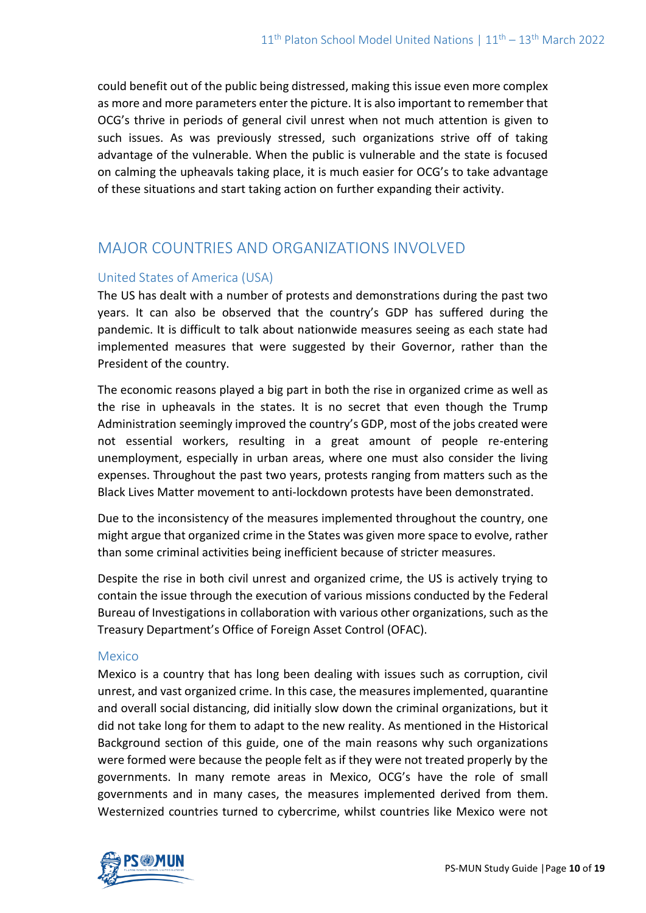could benefit out of the public being distressed, making this issue even more complex as more and more parameters enter the picture. It is also important to remember that OCG's thrive in periods of general civil unrest when not much attention is given to such issues. As was previously stressed, such organizations strive off of taking advantage of the vulnerable. When the public is vulnerable and the state is focused on calming the upheavals taking place, it is much easier for OCG's to take advantage of these situations and start taking action on further expanding their activity.

## MAJOR COUNTRIES AND ORGANIZATIONS INVOLVED

### United States of America (USA)

The US has dealt with a number of protests and demonstrations during the past two years. It can also be observed that the country's GDP has suffered during the pandemic. It is difficult to talk about nationwide measures seeing as each state had implemented measures that were suggested by their Governor, rather than the President of the country.

The economic reasons played a big part in both the rise in organized crime as well as the rise in upheavals in the states. It is no secret that even though the Trump Administration seemingly improved the country's GDP, most of the jobs created were not essential workers, resulting in a great amount of people re-entering unemployment, especially in urban areas, where one must also consider the living expenses. Throughout the past two years, protests ranging from matters such as the Black Lives Matter movement to anti-lockdown protests have been demonstrated.

Due to the inconsistency of the measures implemented throughout the country, one might argue that organized crime in the States was given more space to evolve, rather than some criminal activities being inefficient because of stricter measures.

Despite the rise in both civil unrest and organized crime, the US is actively trying to contain the issue through the execution of various missions conducted by the Federal Bureau of Investigations in collaboration with various other organizations, such as the Treasury Department's Office of Foreign Asset Control (OFAC).

### Mexico

Mexico is a country that has long been dealing with issues such as corruption, civil unrest, and vast organized crime. In this case, the measures implemented, quarantine and overall social distancing, did initially slow down the criminal organizations, but it did not take long for them to adapt to the new reality. As mentioned in the Historical Background section of this guide, one of the main reasons why such organizations were formed were because the people felt as if they were not treated properly by the governments. In many remote areas in Mexico, OCG's have the role of small governments and in many cases, the measures implemented derived from them. Westernized countries turned to cybercrime, whilst countries like Mexico were not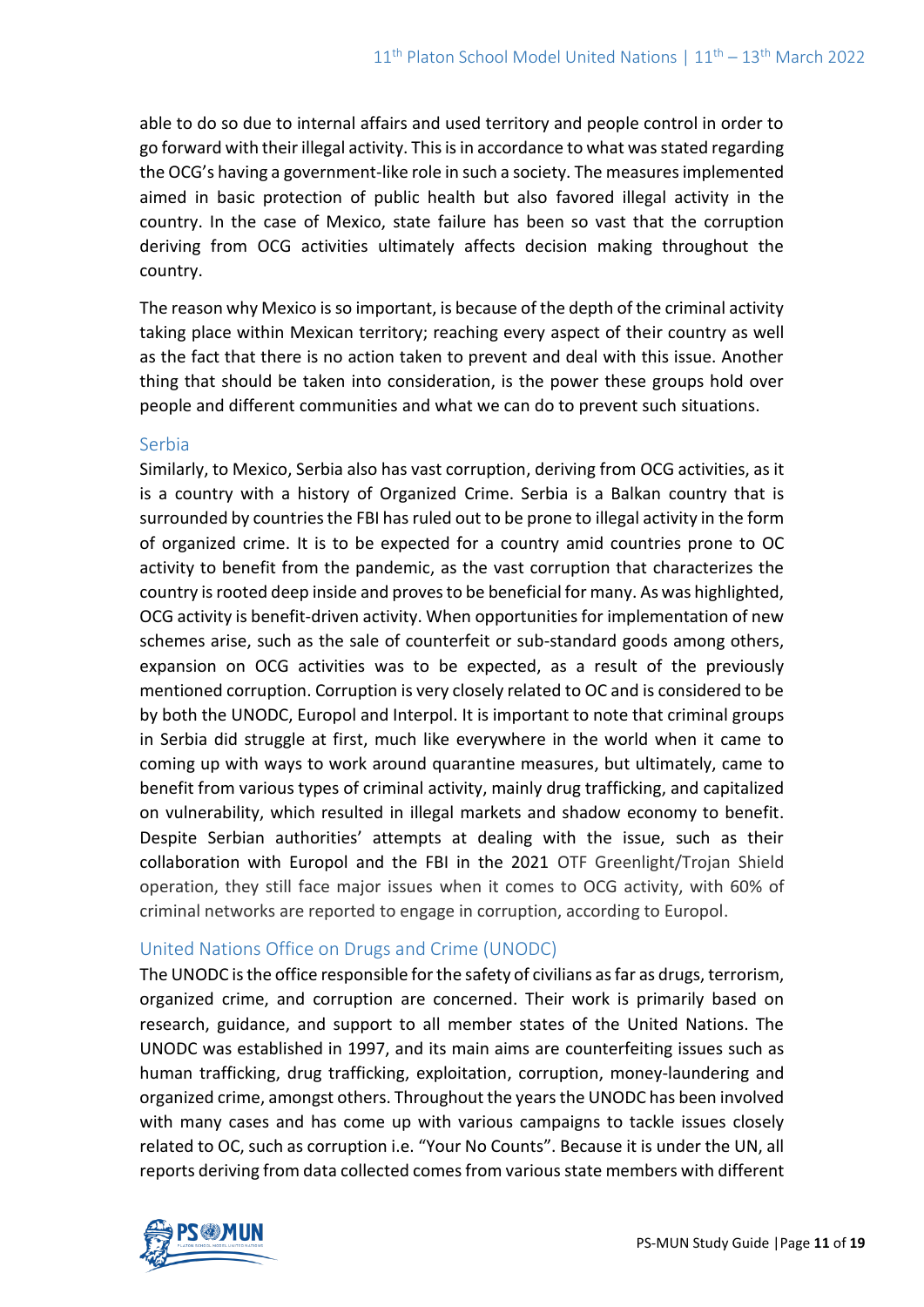able to do so due to internal affairs and used territory and people control in order to go forward with their illegal activity. This is in accordance to what was stated regarding the OCG's having a government-like role in such a society. The measures implemented aimed in basic protection of public health but also favored illegal activity in the country. In the case of Mexico, state failure has been so vast that the corruption deriving from OCG activities ultimately affects decision making throughout the country.

The reason why Mexico is so important, is because of the depth of the criminal activity taking place within Mexican territory; reaching every aspect of their country as well as the fact that there is no action taken to prevent and deal with this issue. Another thing that should be taken into consideration, is the power these groups hold over people and different communities and what we can do to prevent such situations.

### Serbia

Similarly, to Mexico, Serbia also has vast corruption, deriving from OCG activities, as it is a country with a history of Organized Crime. Serbia is a Balkan country that is surrounded by countries the FBI has ruled out to be prone to illegal activity in the form of organized crime. It is to be expected for a country amid countries prone to OC activity to benefit from the pandemic, as the vast corruption that characterizes the country is rooted deep inside and proves to be beneficial for many. As was highlighted, OCG activity is benefit-driven activity. When opportunities for implementation of new schemes arise, such as the sale of counterfeit or sub-standard goods among others, expansion on OCG activities was to be expected, as a result of the previously mentioned corruption. Corruption is very closely related to OC and is considered to be by both the UNODC, Europol and Interpol. It is important to note that criminal groups in Serbia did struggle at first, much like everywhere in the world when it came to coming up with ways to work around quarantine measures, but ultimately, came to benefit from various types of criminal activity, mainly drug trafficking, and capitalized on vulnerability, which resulted in illegal markets and shadow economy to benefit. Despite Serbian authorities' attempts at dealing with the issue, such as their collaboration with Europol and the FBI in the 2021 OTF Greenlight/Trojan Shield operation, they still face major issues when it comes to OCG activity, with 60% of criminal networks are reported to engage in corruption, according to Europol.

### United Nations Office on Drugs and Crime (UNODC)

The UNODC is the office responsible for the safety of civilians as far as drugs, terrorism, organized crime, and corruption are concerned. Their work is primarily based on research, guidance, and support to all member states of the United Nations. The UNODC was established in 1997, and its main aims are counterfeiting issues such as human trafficking, drug trafficking, exploitation, corruption, money-laundering and organized crime, amongst others. Throughout the years the UNODC has been involved with many cases and has come up with various campaigns to tackle issues closely related to OC, such as corruption i.e. "Your No Counts". Because it is under the UN, all reports deriving from data collected comes from various state members with different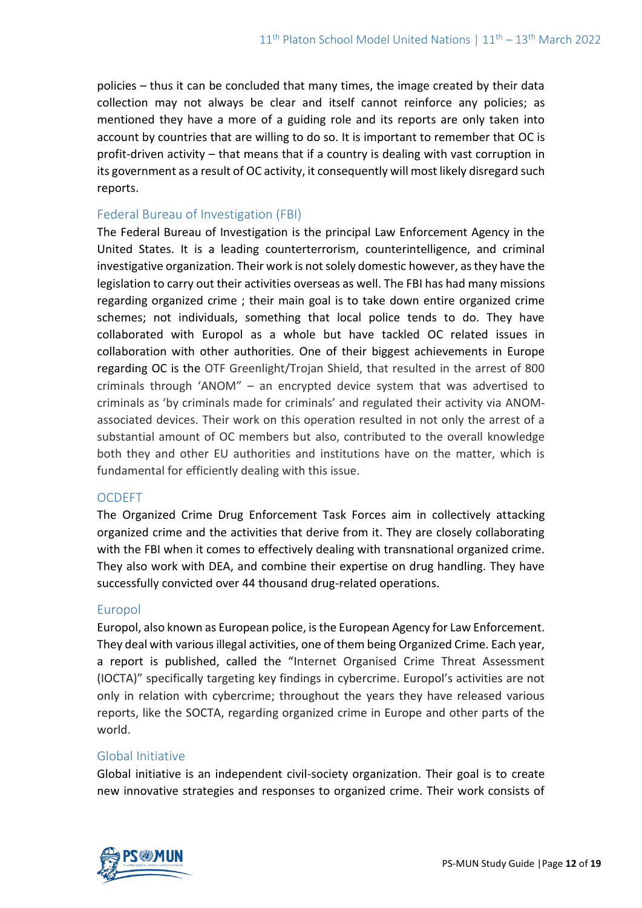policies – thus it can be concluded that many times, the image created by their data collection may not always be clear and itself cannot reinforce any policies; as mentioned they have a more of a guiding role and its reports are only taken into account by countries that are willing to do so. It is important to remember that OC is profit-driven activity – that means that if a country is dealing with vast corruption in its government as a result of OC activity, it consequently will most likely disregard such reports.

### Federal Bureau of Investigation (FBI)

The Federal Bureau of Investigation is the principal Law Enforcement Agency in the United States. It is a leading counterterrorism, counterintelligence, and criminal investigative organization. Their work is not solely domestic however, as they have the legislation to carry out their activities overseas as well. The FBI has had many missions regarding organized crime ; their main goal is to take down entire organized crime schemes; not individuals, something that local police tends to do. They have collaborated with Europol as a whole but have tackled OC related issues in collaboration with other authorities. One of their biggest achievements in Europe regarding OC is the OTF Greenlight/Trojan Shield, that resulted in the arrest of 800 criminals through 'ANOM" – an encrypted device system that was advertised to criminals as 'by criminals made for criminals' and regulated their activity via ANOM-associated devices. Their work on this operation resulted in not only the arrest of a substantial amount of OC members but also, contributed to the overall knowledge both they and other EU authorities and institutions have on the matter, which is fundamental for efficiently dealing with this issue.

### OCDEFT

The Organized Crime Drug Enforcement Task Forces aim in collectively attacking organized crime and the activities that derive from it. They are closely collaborating with the FBI when it comes to effectively dealing with transnational organized crime. They also work with DEA, and combine their expertise on drug handling. They have successfully convicted over 44 thousand drug-related operations.

### Europol

Europol, also known as European police, is the European Agency for Law Enforcement. They deal with various illegal activities, one of them being Organized Crime. Each year, a report is published, called the "Internet Organised Crime Threat Assessment (IOCTA)" specifically targeting key findings in cybercrime. Europol's activities are not only in relation with cybercrime; throughout the years they have released various reports, like the SOCTA, regarding organized crime in Europe and other parts of the world.

### Global Initiative

Global initiative is an independent civil-society organization. Their goal is to create new innovative strategies and responses to organized crime. Their work consists of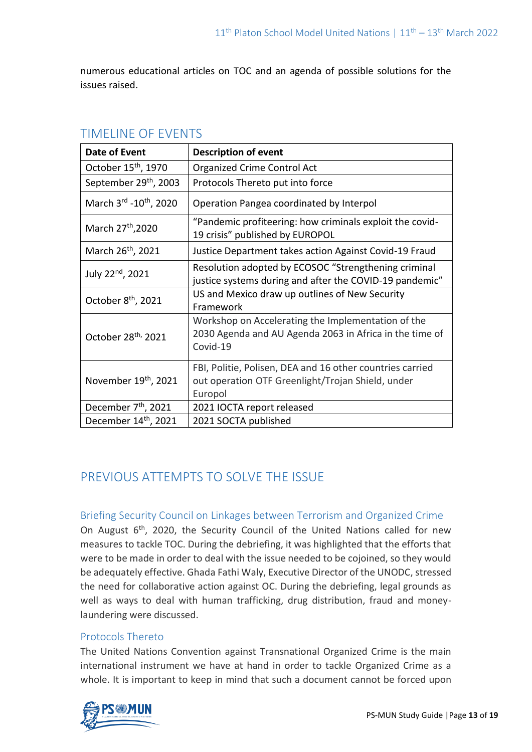numerous educational articles on TOC and an agenda of possible solutions for the issues raised.

## TIMELINE OF EVENTS

| Date of Event | Description of event |
|---|---|
| October 15th, 1970 | Organized Crime Control Act |
| September 29th, 2003 | Protocols Thereto put into force |
| March 3rd -10th, 2020 | Operation Pangea coordinated by Interpol |
| March 27th,2020 | "Pandemic profiteering: how criminals exploit the covid-19 crisis" published by EUROPOL |
| March 26th, 2021 | Justice Department takes action Against Covid-19 Fraud |
| July 22nd, 2021 | Resolution adopted by ECOSOC "Strengthening criminal justice systems during and after the COVID-19 pandemic" |
| October 8th, 2021 | US and Mexico draw up outlines of New Security Framework |
| October 28th, 2021 | Workshop on Accelerating the Implementation of the 2030 Agenda and AU Agenda 2063 in Africa in the time of Covid-19 |
| November 19th, 2021 | FBI, Politie, Polisen, DEA and 16 other countries carried out operation OTF Greenlight/Trojan Shield, under Europol |
| December 7th, 2021 | 2021 IOCTA report released |
| December 14th, 2021 | 2021 SOCTA published |

## PREVIOUS ATTEMPTS TO SOLVE THE ISSUE

### Briefing Security Council on Linkages between Terrorism and Organized Crime

On August 6th, 2020, the Security Council of the United Nations called for new measures to tackle TOC. During the debriefing, it was highlighted that the efforts that were to be made in order to deal with the issue needed to be cojoined, so they would be adequately effective. Ghada Fathi Waly, Executive Director of the UNODC, stressed the need for collaborative action against OC. During the debriefing, legal grounds as well as ways to deal with human trafficking, drug distribution, fraud and money-laundering were discussed.

### Protocols Thereto

The United Nations Convention against Transnational Organized Crime is the main international instrument we have at hand in order to tackle Organized Crime as a whole. It is important to keep in mind that such a document cannot be forced upon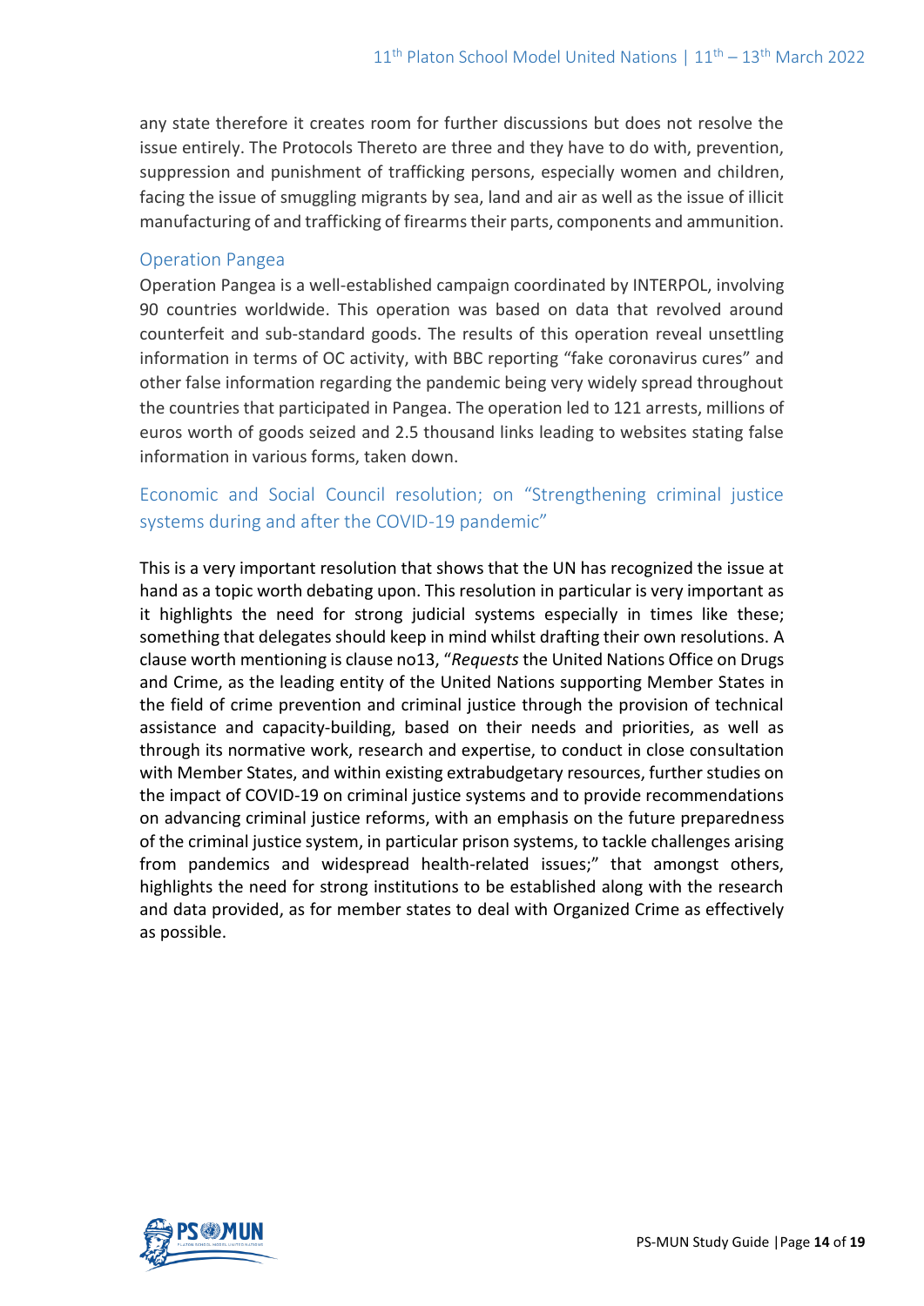any state therefore it creates room for further discussions but does not resolve the issue entirely. The Protocols Thereto are three and they have to do with, prevention, suppression and punishment of trafficking persons, especially women and children, facing the issue of smuggling migrants by sea, land and air as well as the issue of illicit manufacturing of and trafficking of firearms their parts, components and ammunition.

### Operation Pangea

Operation Pangea is a well-established campaign coordinated by INTERPOL, involving 90 countries worldwide. This operation was based on data that revolved around counterfeit and sub-standard goods. The results of this operation reveal unsettling information in terms of OC activity, with BBC reporting "fake coronavirus cures" and other false information regarding the pandemic being very widely spread throughout the countries that participated in Pangea. The operation led to 121 arrests, millions of euros worth of goods seized and 2.5 thousand links leading to websites stating false information in various forms, taken down.

### Economic and Social Council resolution; on "Strengthening criminal justice systems during and after the COVID-19 pandemic"

This is a very important resolution that shows that the UN has recognized the issue at hand as a topic worth debating upon. This resolution in particular is very important as it highlights the need for strong judicial systems especially in times like these; something that delegates should keep in mind whilst drafting their own resolutions. A clause worth mentioning is clause no13, "*Requests* the United Nations Office on Drugs and Crime, as the leading entity of the United Nations supporting Member States in the field of crime prevention and criminal justice through the provision of technical assistance and capacity-building, based on their needs and priorities, as well as through its normative work, research and expertise, to conduct in close consultation with Member States, and within existing extrabudgetary resources, further studies on the impact of COVID-19 on criminal justice systems and to provide recommendations on advancing criminal justice reforms, with an emphasis on the future preparedness of the criminal justice system, in particular prison systems, to tackle challenges arising from pandemics and widespread health-related issues;" that amongst others, highlights the need for strong institutions to be established along with the research and data provided, as for member states to deal with Organized Crime as effectively as possible.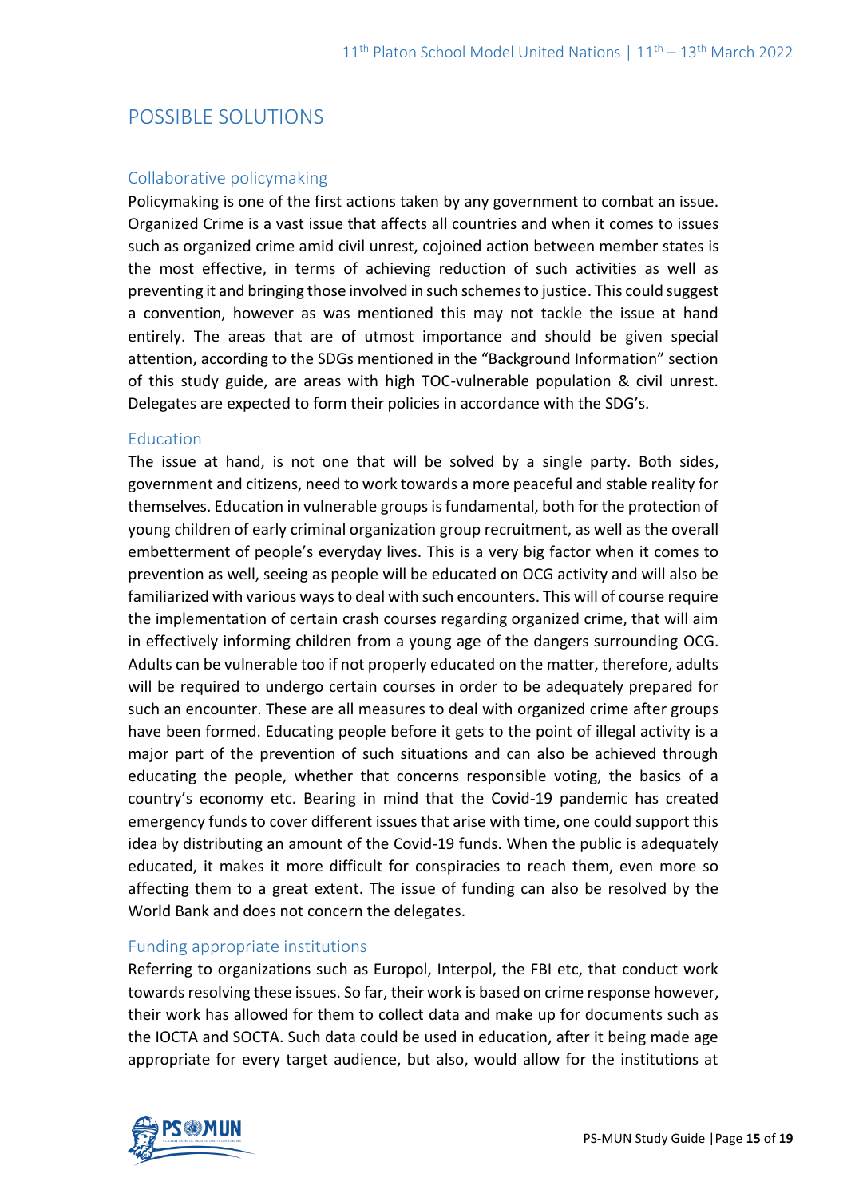## POSSIBLE SOLUTIONS

### Collaborative policymaking

Policymaking is one of the first actions taken by any government to combat an issue. Organized Crime is a vast issue that affects all countries and when it comes to issues such as organized crime amid civil unrest, cojoined action between member states is the most effective, in terms of achieving reduction of such activities as well as preventing it and bringing those involved in such schemes to justice. This could suggest a convention, however as was mentioned this may not tackle the issue at hand entirely. The areas that are of utmost importance and should be given special attention, according to the SDGs mentioned in the "Background Information" section of this study guide, are areas with high TOC-vulnerable population & civil unrest. Delegates are expected to form their policies in accordance with the SDG's.

### Education

The issue at hand, is not one that will be solved by a single party. Both sides, government and citizens, need to work towards a more peaceful and stable reality for themselves. Education in vulnerable groups is fundamental, both for the protection of young children of early criminal organization group recruitment, as well as the overall embetterment of people's everyday lives. This is a very big factor when it comes to prevention as well, seeing as people will be educated on OCG activity and will also be familiarized with various ways to deal with such encounters. This will of course require the implementation of certain crash courses regarding organized crime, that will aim in effectively informing children from a young age of the dangers surrounding OCG. Adults can be vulnerable too if not properly educated on the matter, therefore, adults will be required to undergo certain courses in order to be adequately prepared for such an encounter. These are all measures to deal with organized crime after groups have been formed. Educating people before it gets to the point of illegal activity is a major part of the prevention of such situations and can also be achieved through educating the people, whether that concerns responsible voting, the basics of a country's economy etc. Bearing in mind that the Covid-19 pandemic has created emergency funds to cover different issues that arise with time, one could support this idea by distributing an amount of the Covid-19 funds. When the public is adequately educated, it makes it more difficult for conspiracies to reach them, even more so affecting them to a great extent. The issue of funding can also be resolved by the World Bank and does not concern the delegates.

### Funding appropriate institutions

Referring to organizations such as Europol, Interpol, the FBI etc, that conduct work towards resolving these issues. So far, their work is based on crime response however, their work has allowed for them to collect data and make up for documents such as the IOCTA and SOCTA. Such data could be used in education, after it being made age appropriate for every target audience, but also, would allow for the institutions at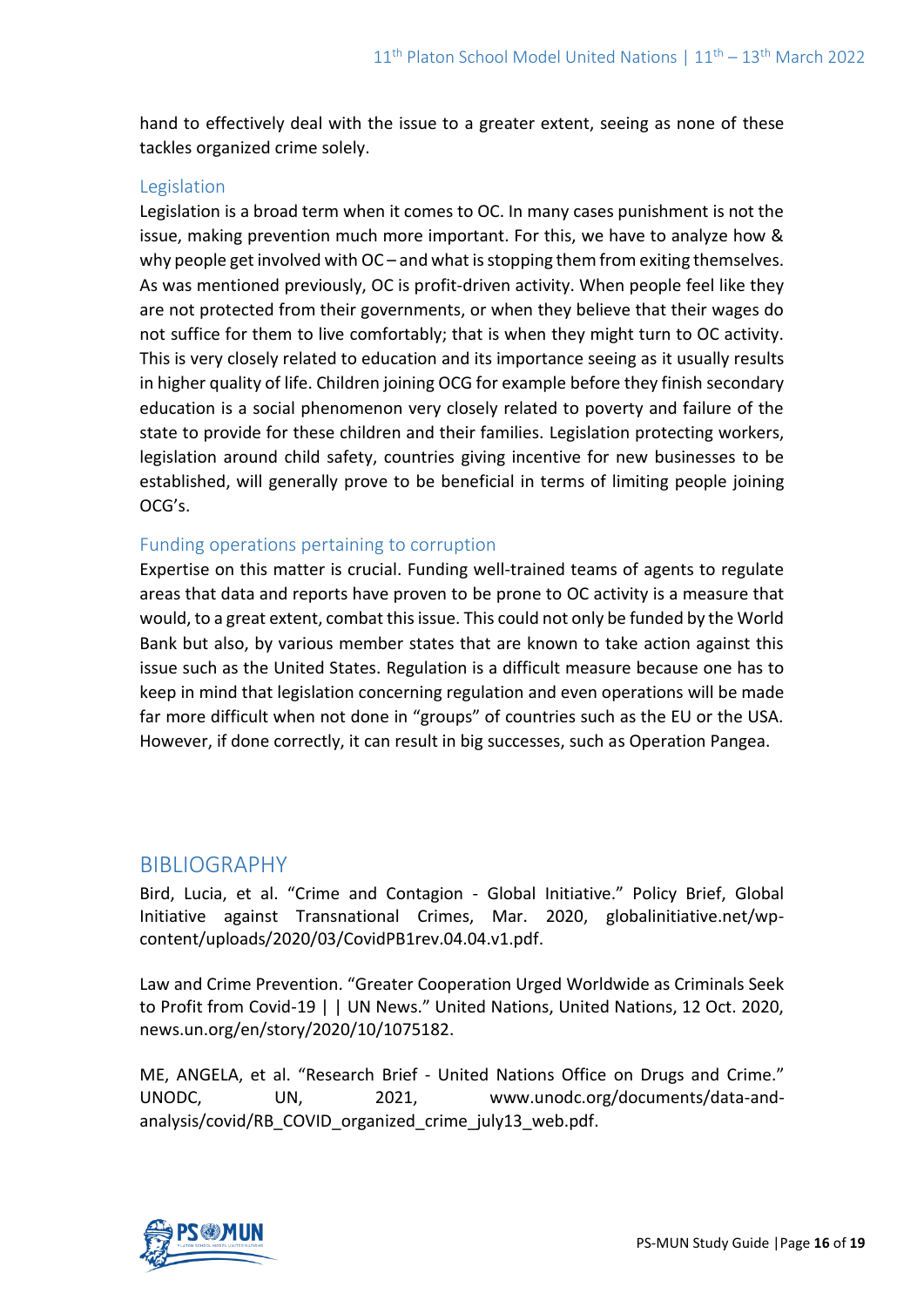hand to effectively deal with the issue to a greater extent, seeing as none of these tackles organized crime solely.

### Legislation

Legislation is a broad term when it comes to OC. In many cases punishment is not the issue, making prevention much more important. For this, we have to analyze how & why people get involved with OC – and what is stopping them from exiting themselves. As was mentioned previously, OC is profit-driven activity. When people feel like they are not protected from their governments, or when they believe that their wages do not suffice for them to live comfortably; that is when they might turn to OC activity. This is very closely related to education and its importance seeing as it usually results in higher quality of life. Children joining OCG for example before they finish secondary education is a social phenomenon very closely related to poverty and failure of the state to provide for these children and their families. Legislation protecting workers, legislation around child safety, countries giving incentive for new businesses to be established, will generally prove to be beneficial in terms of limiting people joining OCG's.

### Funding operations pertaining to corruption

Expertise on this matter is crucial. Funding well-trained teams of agents to regulate areas that data and reports have proven to be prone to OC activity is a measure that would, to a great extent, combat this issue. This could not only be funded by the World Bank but also, by various member states that are known to take action against this issue such as the United States. Regulation is a difficult measure because one has to keep in mind that legislation concerning regulation and even operations will be made far more difficult when not done in "groups" of countries such as the EU or the USA. However, if done correctly, it can result in big successes, such as Operation Pangea.

## BIBLIOGRAPHY

Bird, Lucia, et al. "Crime and Contagion - Global Initiative." Policy Brief, Global Initiative against Transnational Crimes, Mar. 2020, globalinitiative.net/wp-content/uploads/2020/03/CovidPB1rev.04.04.v1.pdf.

Law and Crime Prevention. "Greater Cooperation Urged Worldwide as Criminals Seek to Profit from Covid-19 | | UN News." United Nations, United Nations, 12 Oct. 2020, news.un.org/en/story/2020/10/1075182.

ME, ANGELA, et al. "Research Brief - United Nations Office on Drugs and Crime." UNODC, UN, 2021, www.unodc.org/documents/data-and-analysis/covid/RB_COVID_organized_crime_july13_web.pdf.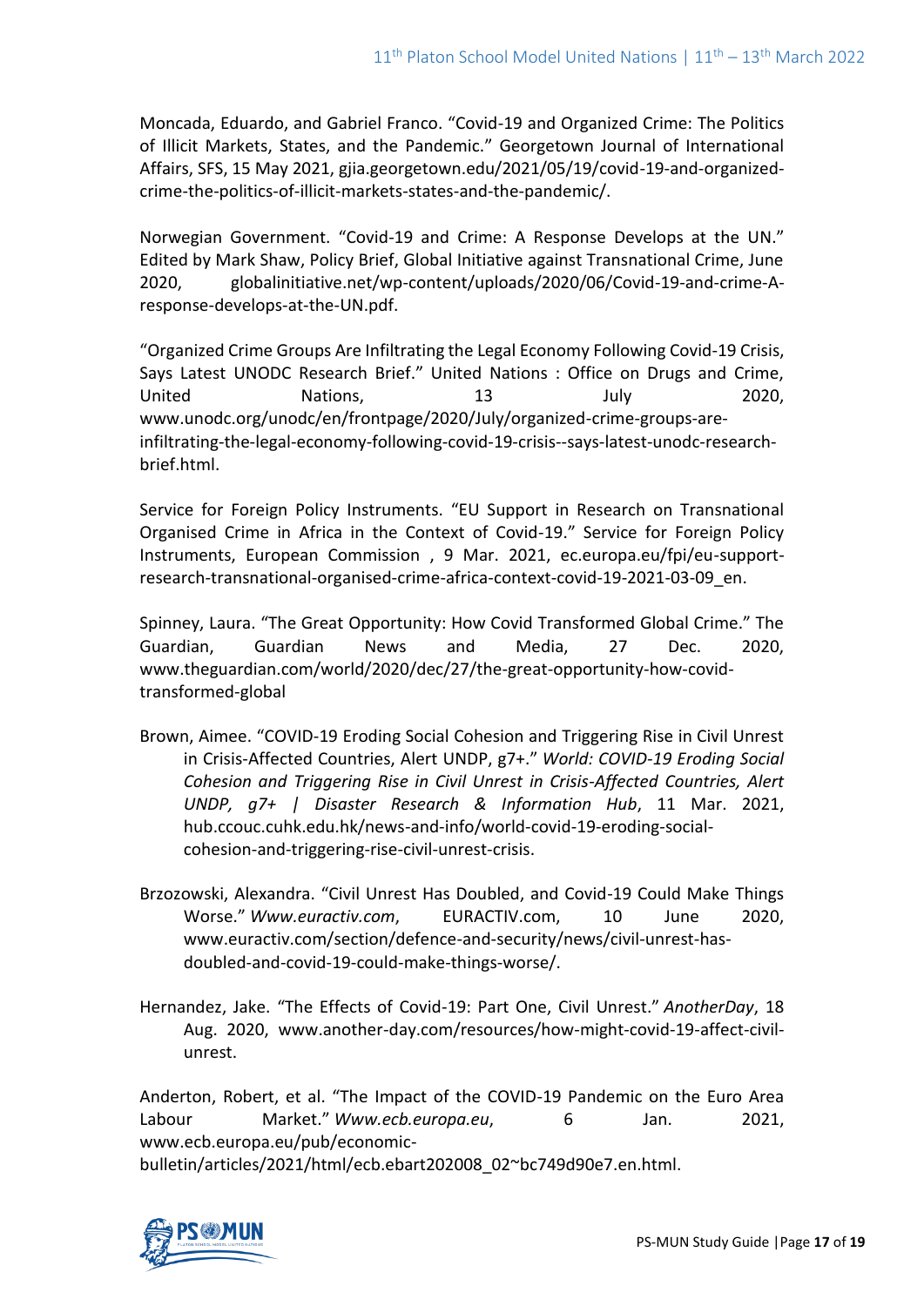Moncada, Eduardo, and Gabriel Franco. "Covid-19 and Organized Crime: The Politics of Illicit Markets, States, and the Pandemic." Georgetown Journal of International Affairs, SFS, 15 May 2021, gjia.georgetown.edu/2021/05/19/covid-19-and-organized-crime-the-politics-of-illicit-markets-states-and-the-pandemic/.

Norwegian Government. "Covid-19 and Crime: A Response Develops at the UN." Edited by Mark Shaw, Policy Brief, Global Initiative against Transnational Crime, June 2020, globalinitiative.net/wp-content/uploads/2020/06/Covid-19-and-crime-A-response-develops-at-the-UN.pdf.

"Organized Crime Groups Are Infiltrating the Legal Economy Following Covid-19 Crisis, Says Latest UNODC Research Brief." United Nations : Office on Drugs and Crime, United Nations, 13 July 2020, www.unodc.org/unodc/en/frontpage/2020/July/organized-crime-groups-are-infiltrating-the-legal-economy-following-covid-19-crisis--says-latest-unodc-research-brief.html.

Service for Foreign Policy Instruments. "EU Support in Research on Transnational Organised Crime in Africa in the Context of Covid-19." Service for Foreign Policy Instruments, European Commission , 9 Mar. 2021, ec.europa.eu/fpi/eu-support-research-transnational-organised-crime-africa-context-covid-19-2021-03-09_en.

Spinney, Laura. "The Great Opportunity: How Covid Transformed Global Crime." The Guardian, Guardian News and Media, 27 Dec. 2020, www.theguardian.com/world/2020/dec/27/the-great-opportunity-how-covid-transformed-global

Brown, Aimee. "COVID-19 Eroding Social Cohesion and Triggering Rise in Civil Unrest in Crisis-Affected Countries, Alert UNDP, g7+." *World: COVID-19 Eroding Social Cohesion and Triggering Rise in Civil Unrest in Crisis-Affected Countries, Alert UNDP, g7+ | Disaster Research & Information Hub*, 11 Mar. 2021, hub.ccouc.cuhk.edu.hk/news-and-info/world-covid-19-eroding-social-cohesion-and-triggering-rise-civil-unrest-crisis.

Brzozowski, Alexandra. "Civil Unrest Has Doubled, and Covid-19 Could Make Things Worse." *Www.euractiv.com*, EURACTIV.com, 10 June 2020, www.euractiv.com/section/defence-and-security/news/civil-unrest-has-doubled-and-covid-19-could-make-things-worse/.

Hernandez, Jake. "The Effects of Covid-19: Part One, Civil Unrest." *AnotherDay*, 18 Aug. 2020, www.another-day.com/resources/how-might-covid-19-affect-civil-unrest.

Anderton, Robert, et al. "The Impact of the COVID-19 Pandemic on the Euro Area Labour Market." *Www.ecb.europa.eu*, 6 Jan. 2021, www.ecb.europa.eu/pub/economic-bulletin/articles/2021/html/ecb.ebart202008_02~bc749d90e7.en.html.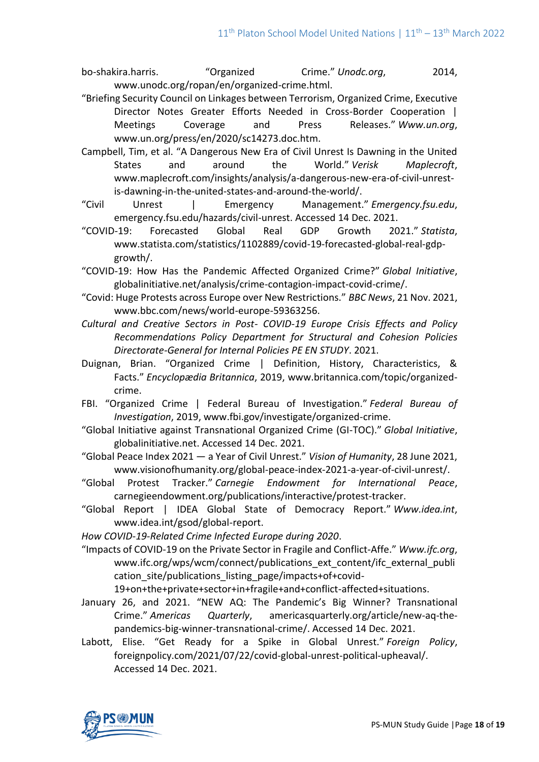bo-shakira.harris. "Organized Crime." *Unodc.org*, 2014, www.unodc.org/ropan/en/organized-crime.html.

"Briefing Security Council on Linkages between Terrorism, Organized Crime, Executive Director Notes Greater Efforts Needed in Cross-Border Cooperation | Meetings Coverage and Press Releases." *Www.un.org*, www.un.org/press/en/2020/sc14273.doc.htm.

Campbell, Tim, et al. "A Dangerous New Era of Civil Unrest Is Dawning in the United States and around the World." *Verisk Maplecroft*, www.maplecroft.com/insights/analysis/a-dangerous-new-era-of-civil-unrest-is-dawning-in-the-united-states-and-around-the-world/.

"Civil Unrest | Emergency Management." *Emergency.fsu.edu*, emergency.fsu.edu/hazards/civil-unrest. Accessed 14 Dec. 2021.

"COVID-19: Forecasted Global Real GDP Growth 2021." *Statista*, www.statista.com/statistics/1102889/covid-19-forecasted-global-real-gdp-growth/.

"COVID-19: How Has the Pandemic Affected Organized Crime?" *Global Initiative*, globalinitiative.net/analysis/crime-contagion-impact-covid-crime/.

"Covid: Huge Protests across Europe over New Restrictions." *BBC News*, 21 Nov. 2021, www.bbc.com/news/world-europe-59363256.

*Cultural and Creative Sectors in Post- COVID-19 Europe Crisis Effects and Policy Recommendations Policy Department for Structural and Cohesion Policies Directorate-General for Internal Policies PE EN STUDY*. 2021.

Duignan, Brian. "Organized Crime | Definition, History, Characteristics, & Facts." *Encyclopædia Britannica*, 2019, www.britannica.com/topic/organized-crime.

FBI. "Organized Crime | Federal Bureau of Investigation." *Federal Bureau of Investigation*, 2019, www.fbi.gov/investigate/organized-crime.

"Global Initiative against Transnational Organized Crime (GI-TOC)." *Global Initiative*, globalinitiative.net. Accessed 14 Dec. 2021.

"Global Peace Index 2021 — a Year of Civil Unrest." *Vision of Humanity*, 28 June 2021, www.visionofhumanity.org/global-peace-index-2021-a-year-of-civil-unrest/.

"Global Protest Tracker." *Carnegie Endowment for International Peace*, carnegieendowment.org/publications/interactive/protest-tracker.

"Global Report | IDEA Global State of Democracy Report." *Www.idea.int*, www.idea.int/gsod/global-report.

*How COVID-19-Related Crime Infected Europe during 2020*.

"Impacts of COVID-19 on the Private Sector in Fragile and Conflict-Affe." *Www.ifc.org*, www.ifc.org/wps/wcm/connect/publications_ext_content/ifc_external_publication_site/publications_listing_page/impacts+of+covid-19+on+the+private+sector+in+fragile+and+conflict-affected+situations.

January 26, and 2021. "NEW AQ: The Pandemic's Big Winner? Transnational Crime." *Americas Quarterly*, americasquarterly.org/article/new-aq-the-pandemics-big-winner-transnational-crime/. Accessed 14 Dec. 2021.

Labott, Elise. "Get Ready for a Spike in Global Unrest." *Foreign Policy*, foreignpolicy.com/2021/07/22/covid-global-unrest-political-upheaval/. Accessed 14 Dec. 2021.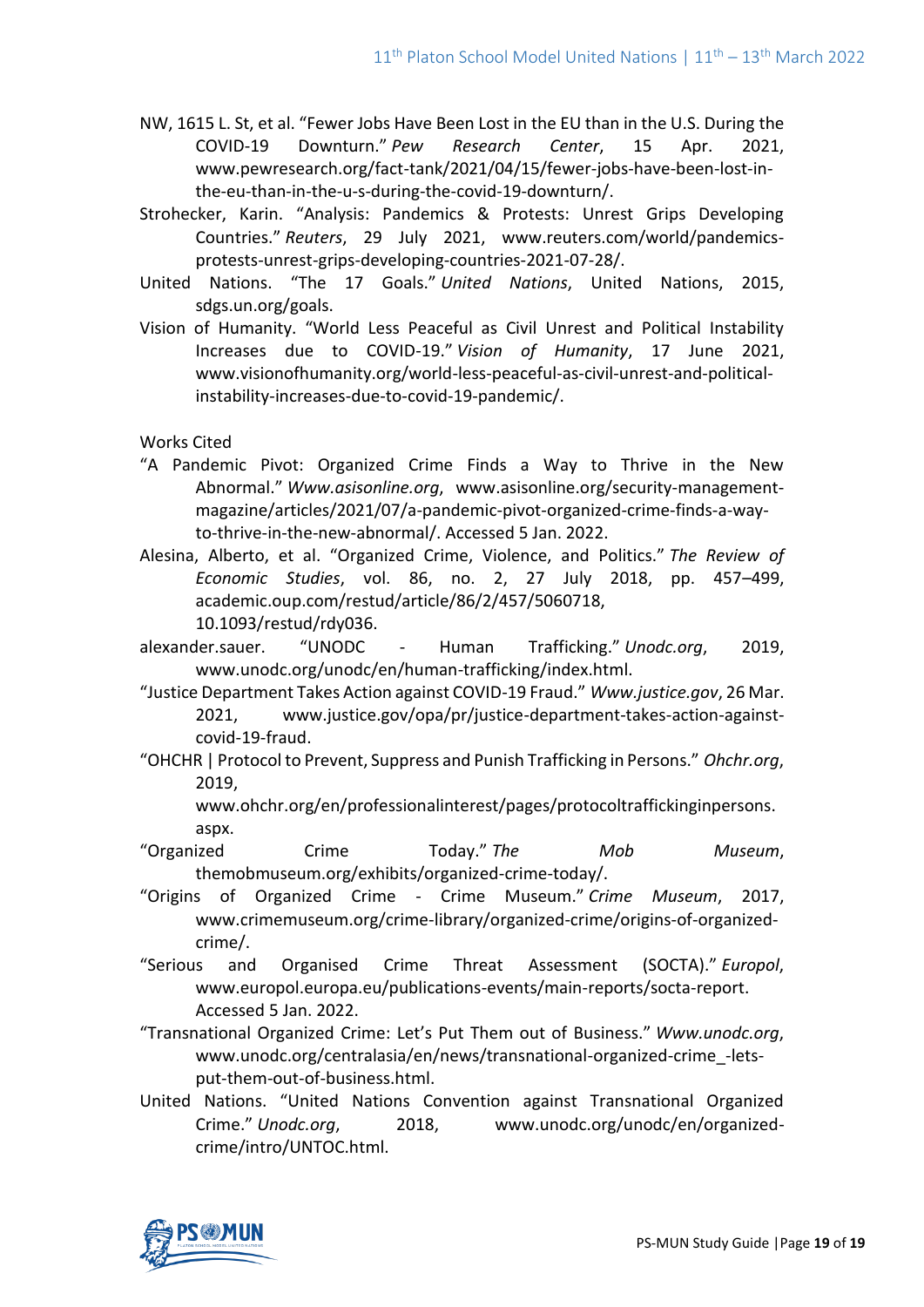NW, 1615 L. St, et al. "Fewer Jobs Have Been Lost in the EU than in the U.S. During the COVID-19 Downturn." *Pew Research Center*, 15 Apr. 2021, www.pewresearch.org/fact-tank/2021/04/15/fewer-jobs-have-been-lost-in-the-eu-than-in-the-u-s-during-the-covid-19-downturn/.

Strohecker, Karin. "Analysis: Pandemics & Protests: Unrest Grips Developing Countries." *Reuters*, 29 July 2021, www.reuters.com/world/pandemics-protests-unrest-grips-developing-countries-2021-07-28/.

United Nations. "The 17 Goals." *United Nations*, United Nations, 2015, sdgs.un.org/goals.

Vision of Humanity. "World Less Peaceful as Civil Unrest and Political Instability Increases due to COVID-19." *Vision of Humanity*, 17 June 2021, www.visionofhumanity.org/world-less-peaceful-as-civil-unrest-and-political-instability-increases-due-to-covid-19-pandemic/.

Works Cited

"A Pandemic Pivot: Organized Crime Finds a Way to Thrive in the New Abnormal." *Www.asisonline.org*, www.asisonline.org/security-management-magazine/articles/2021/07/a-pandemic-pivot-organized-crime-finds-a-way-to-thrive-in-the-new-abnormal/. Accessed 5 Jan. 2022.

Alesina, Alberto, et al. "Organized Crime, Violence, and Politics." *The Review of Economic Studies*, vol. 86, no. 2, 27 July 2018, pp. 457–499, academic.oup.com/restud/article/86/2/457/5060718, 10.1093/restud/rdy036.

alexander.sauer. "UNODC - Human Trafficking." *Unodc.org*, 2019, www.unodc.org/unodc/en/human-trafficking/index.html.

"Justice Department Takes Action against COVID-19 Fraud." *Www.justice.gov*, 26 Mar. 2021, www.justice.gov/opa/pr/justice-department-takes-action-against-covid-19-fraud.

"OHCHR | Protocol to Prevent, Suppress and Punish Trafficking in Persons." *Ohchr.org*, 2019, www.ohchr.org/en/professionalinterest/pages/protocoltraffickinginpersons.aspx.

"Organized Crime Today." *The Mob Museum*, themobmuseum.org/exhibits/organized-crime-today/.

"Origins of Organized Crime - Crime Museum." *Crime Museum*, 2017, www.crimemuseum.org/crime-library/organized-crime/origins-of-organized-crime/.

"Serious and Organised Crime Threat Assessment (SOCTA)." *Europol*, www.europol.europa.eu/publications-events/main-reports/socta-report. Accessed 5 Jan. 2022.

"Transnational Organized Crime: Let's Put Them out of Business." *Www.unodc.org*, www.unodc.org/centralasia/en/news/transnational-organized-crime_-lets-put-them-out-of-business.html.

United Nations. "United Nations Convention against Transnational Organized Crime." *Unodc.org*, 2018, www.unodc.org/unodc/en/organized-crime/intro/UNTOC.html.